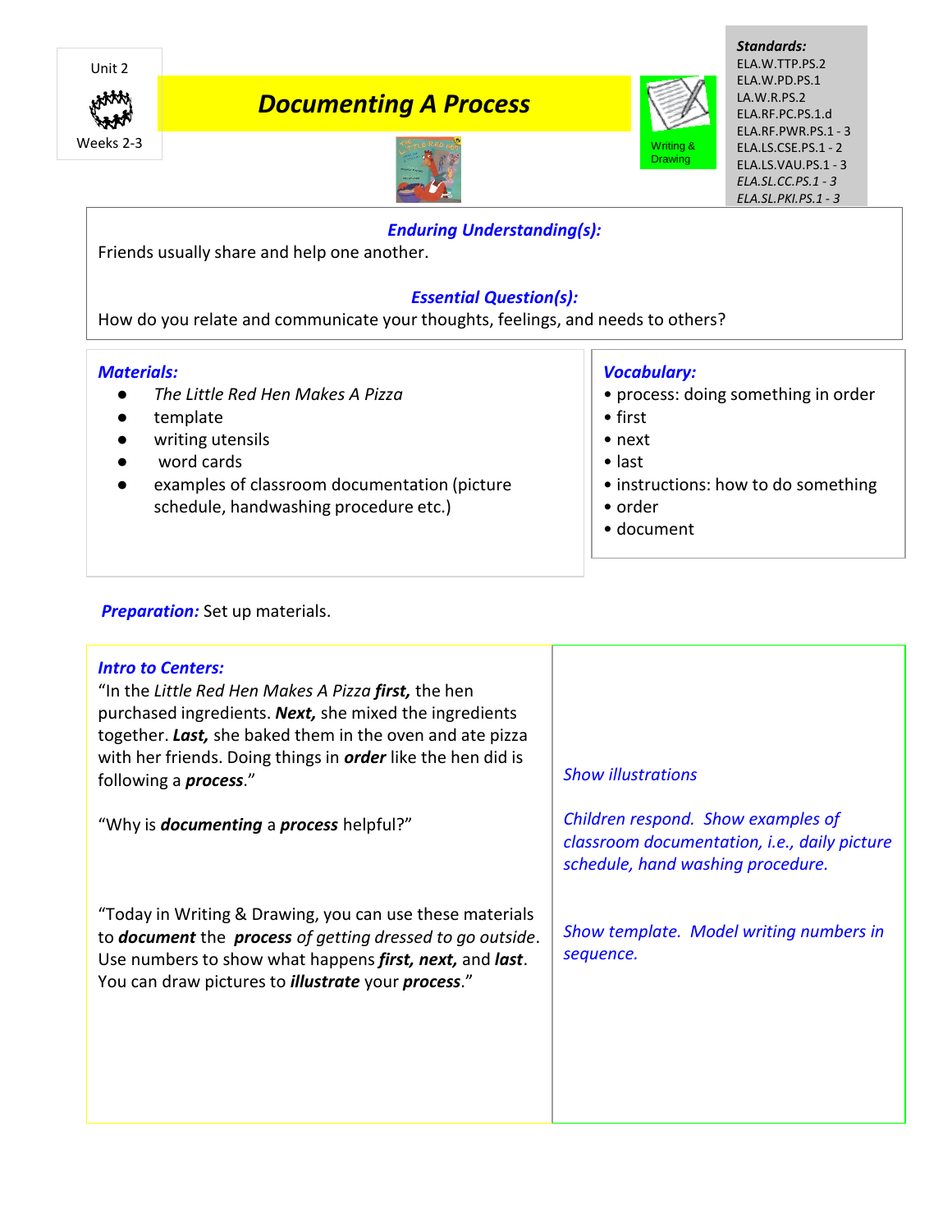Unit 2

Weeks 2-3

# Documenting A Process

Writing & Drawing

***Standards:***
ELA.W.TTP.PS.2
ELA.W.PD.PS.1
LA.W.R.PS.2
ELA.RF.PC.PS.1.d
ELA.RF.PWR.PS.1 - 3
ELA.LS.CSE.PS.1 - 2
ELA.LS.VAU.PS.1 - 3
*ELA.SL.CC.PS.1 - 3*
*ELA.SL.PKI.PS.1 - 3*

***Enduring Understanding(s):***
Friends usually share and help one another.

***Essential Question(s):***
How do you relate and communicate your thoughts, feelings, and needs to others?

***Materials:***
- *The Little Red Hen Makes A Pizza*
- template
- writing utensils
- word cards
- examples of classroom documentation (picture schedule, handwashing procedure etc.)

***Vocabulary:***
- process: doing something in order
- first
- next
- last
- instructions: how to do something
- order
- document

***Preparation:*** Set up materials.

| ***Intro to Centers:*** | |
|---|---|
| "In the *Little Red Hen Makes A Pizza* ***first,*** the hen purchased ingredients. ***Next,*** she mixed the ingredients together. ***Last,*** she baked them in the oven and ate pizza with her friends. Doing things in ***order*** like the hen did is following a ***process***." | *Show illustrations* |
| "Why is ***documenting*** a ***process*** helpful?" | *Children respond. Show examples of classroom documentation, i.e., daily picture schedule, hand washing procedure.* |
| "Today in Writing & Drawing, you can use these materials to ***document*** the ***process*** *of getting dressed to go outside*. Use numbers to show what happens ***first, next,*** and ***last***. You can draw pictures to ***illustrate*** your ***process***." | *Show template. Model writing numbers in sequence.* |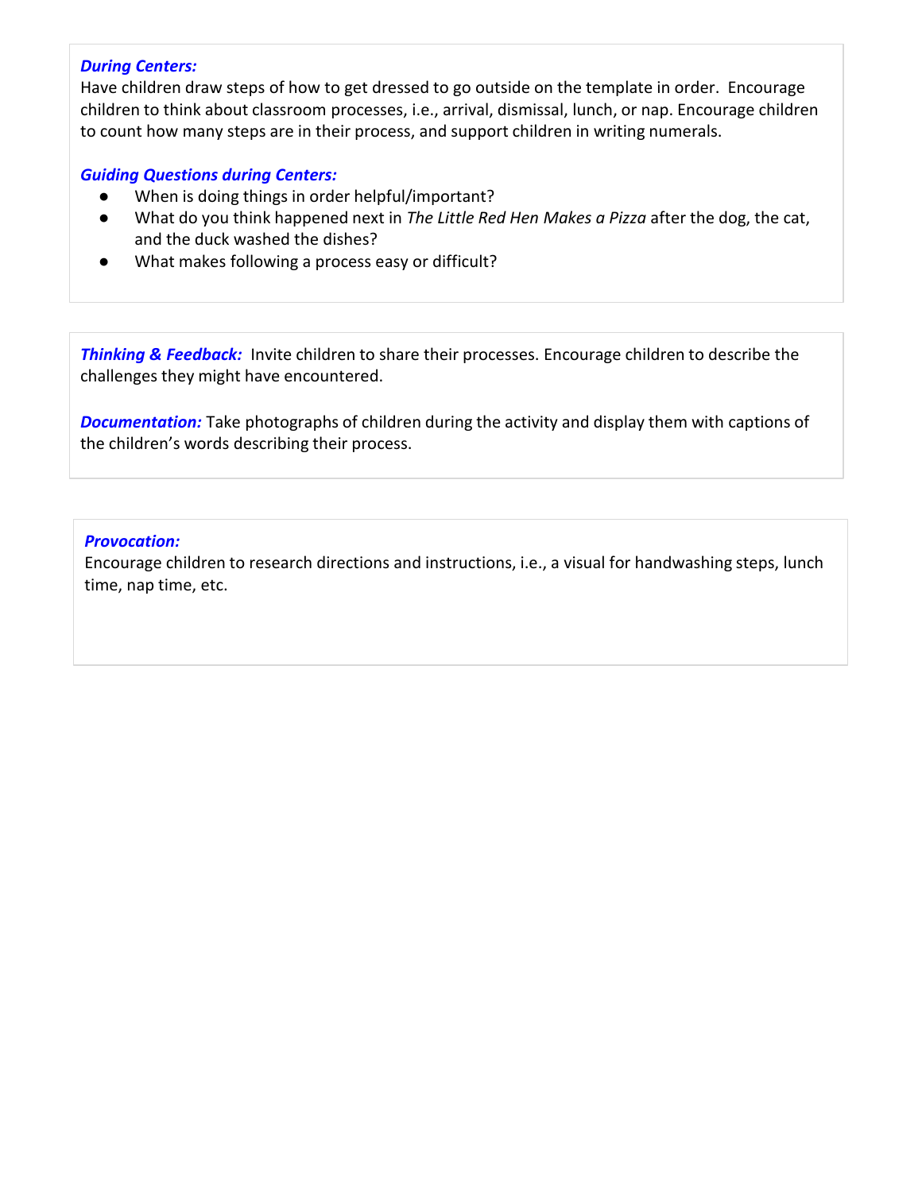***During Centers:***
Have children draw steps of how to get dressed to go outside on the template in order. Encourage children to think about classroom processes, i.e., arrival, dismissal, lunch, or nap. Encourage children to count how many steps are in their process, and support children in writing numerals.

***Guiding Questions during Centers:***

- When is doing things in order helpful/important?
- What do you think happened next in *The Little Red Hen Makes a Pizza* after the dog, the cat, and the duck washed the dishes?
- What makes following a process easy or difficult?

***Thinking & Feedback:*** Invite children to share their processes. Encourage children to describe the challenges they might have encountered.

***Documentation:*** Take photographs of children during the activity and display them with captions of the children's words describing their process.

***Provocation:***
Encourage children to research directions and instructions, i.e., a visual for handwashing steps, lunch time, nap time, etc.